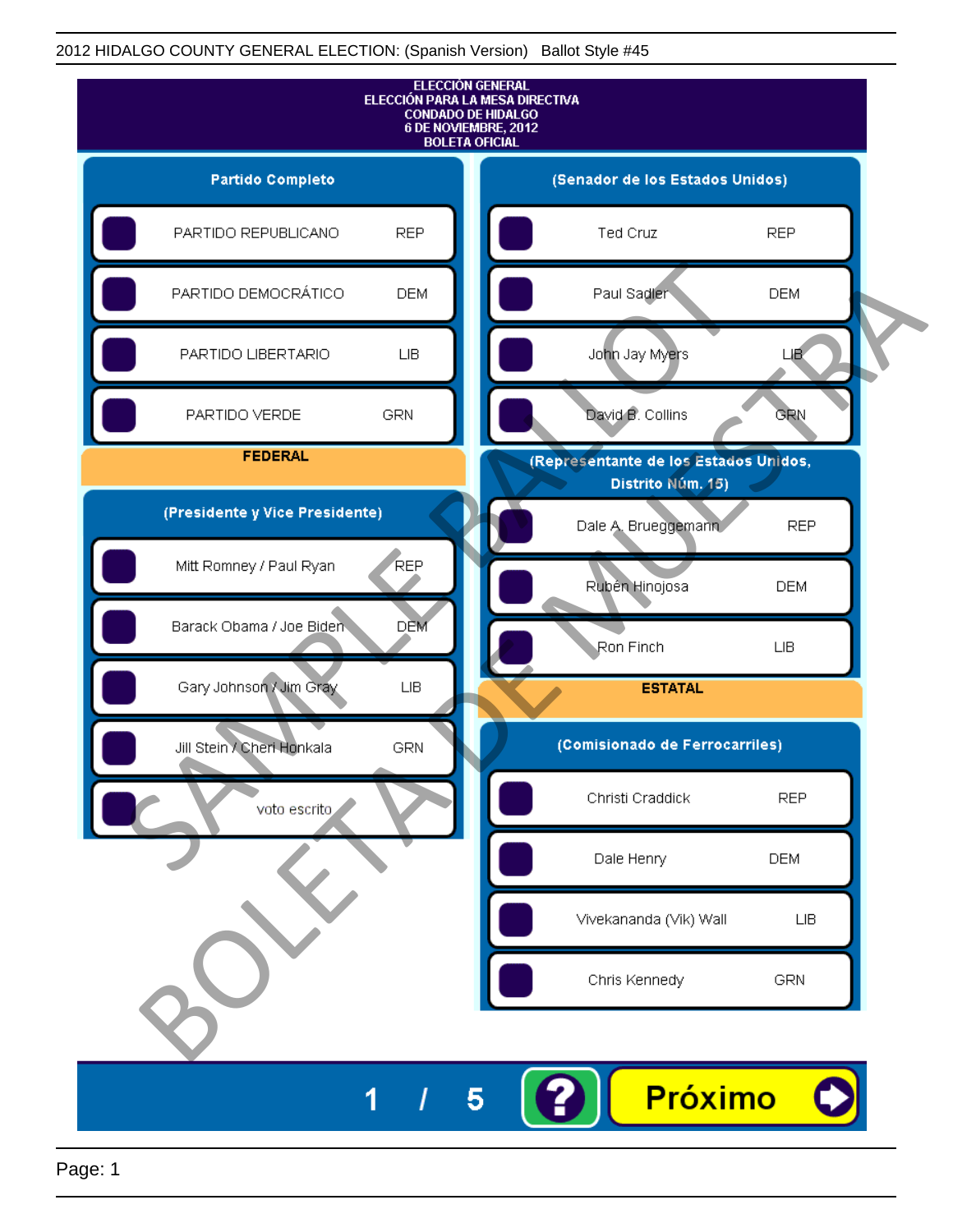2012 HIDALGO COUNTY GENERAL ELECTION: (Spanish Version) Ballot Style #45

# ELECCIÓN GENERAL
## ELECCIÓN PARA LA MESA DIRECTIVA
## CONDADO DE HIDALGO
## 6 DE NOVIEMBRE, 2012
## BOLETA OFICIAL

### Partido Completo

| | |
|---|---|
| PARTIDO REPUBLICANO | REP |
| PARTIDO DEMOCRÁTICO | DEM |
| PARTIDO LIBERTARIO | LIB |
| PARTIDO VERDE | GRN |

## FEDERAL

### (Presidente y Vice Presidente)

| | |
|---|---|
| Mitt Romney / Paul Ryan | REP |
| Barack Obama / Joe Biden | DEM |
| Gary Johnson / Jim Gray | LIB |
| Jill Stein / Cheri Honkala | GRN |
| voto escrito | |

### (Senador de los Estados Unidos)

| | |
|---|---|
| Ted Cruz | REP |
| Paul Sadler | DEM |
| John Jay Myers | LIB |
| David B. Collins | GRN |

### (Representante de los Estados Unidos, Distrito Núm. 15)

| | |
|---|---|
| Dale A. Brueggemann | REP |
| Rubén Hinojosa | DEM |
| Ron Finch | LIB |

## ESTATAL

### (Comisionado de Ferrocarriles)

| | |
|---|---|
| Christi Craddick | REP |
| Dale Henry | DEM |
| Vivekananda (Vik) Wall | LIB |
| Chris Kennedy | GRN |

SAMPLE BALLOT
BOLETA DE MUESTRA

1 / 5

?

Próximo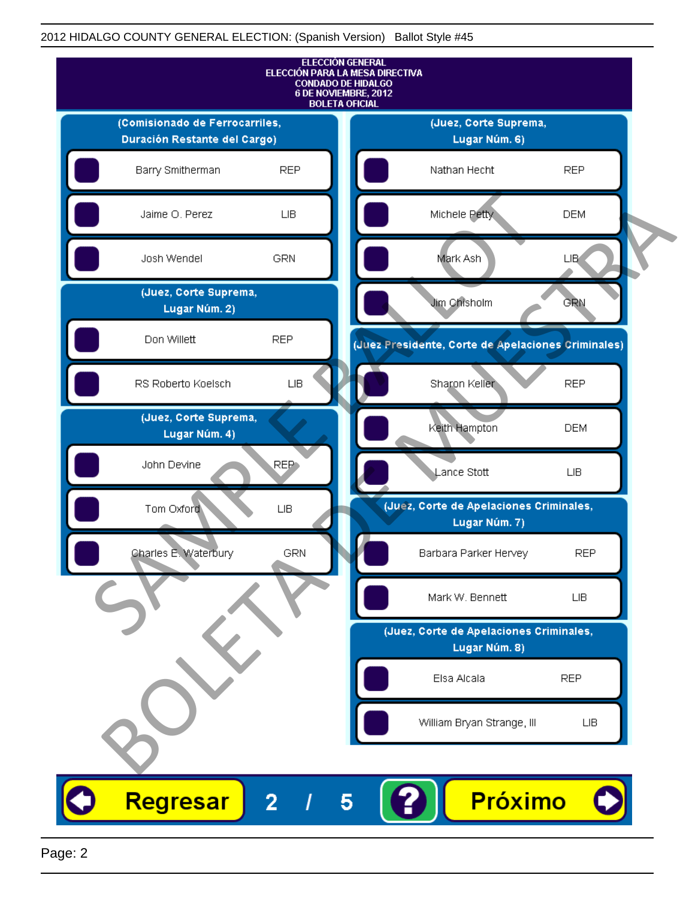2012 HIDALGO COUNTY GENERAL ELECTION: (Spanish Version)   Ballot Style #45

**ELECCIÓN GENERAL**
**ELECCIÓN PARA LA MESA DIRECTIVA**
**CONDADO DE HIDALGO**
**6 DE NOVIEMBRE, 2012**
**BOLETA OFICIAL**

### (Comisionado de Ferrocarriles, Duración Restante del Cargo)

| | |
|---|---|
| Barry Smitherman | REP |
| Jaime O. Perez | LIB |
| Josh Wendel | GRN |

### (Juez, Corte Suprema, Lugar Núm. 2)

| | |
|---|---|
| Don Willett | REP |
| RS Roberto Koelsch | LIB |

### (Juez, Corte Suprema, Lugar Núm. 4)

| | |
|---|---|
| John Devine | REP |
| Tom Oxford | LIB |
| Charles E. Waterbury | GRN |

### (Juez, Corte Suprema, Lugar Núm. 6)

| | |
|---|---|
| Nathan Hecht | REP |
| Michele Petty | DEM |
| Mark Ash | LIB |
| Jim Chisholm | GRN |

### (Juez Presidente, Corte de Apelaciones Criminales)

| | |
|---|---|
| Sharon Keller | REP |
| Keith Hampton | DEM |
| Lance Stott | LIB |

### (Juez, Corte de Apelaciones Criminales, Lugar Núm. 7)

| | |
|---|---|
| Barbara Parker Hervey | REP |
| Mark W. Bennett | LIB |

### (Juez, Corte de Apelaciones Criminales, Lugar Núm. 8)

| | |
|---|---|
| Elsa Alcala | REP |
| William Bryan Strange, III | LIB |

SAMPLE BALLOT
BOLETA DE MUESTRA

Regresar   2 / 5   ?   Próximo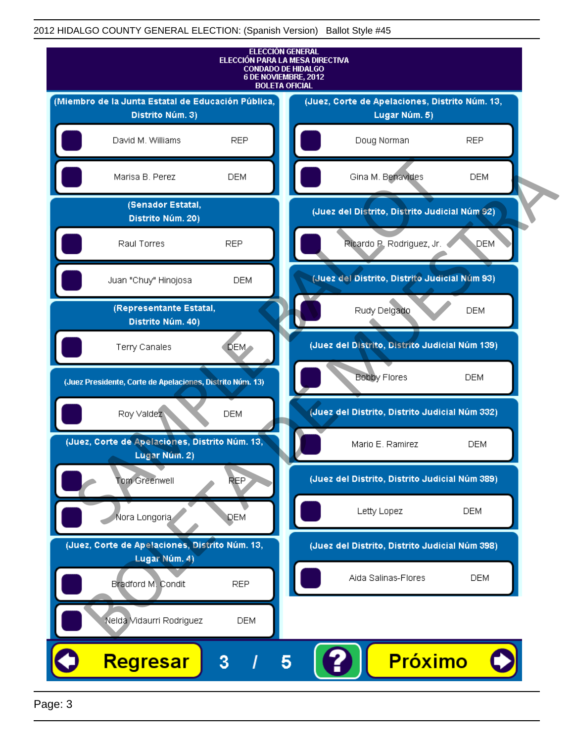ELECCIÓN GENERAL
ELECCIÓN PARA LA MESA DIRECTIVA
CONDADO DE HIDALGO
6 DE NOVIEMBRE, 2012
BOLETA OFICIAL

**(Miembro de la Junta Estatal de Educación Pública, Distrito Núm. 3)**

- David M. Williams — REP
- Marisa B. Perez — DEM

**(Senador Estatal, Distrito Núm. 20)**

- Raul Torres — REP
- Juan "Chuy" Hinojosa — DEM

**(Representante Estatal, Distrito Núm. 40)**

- Terry Canales — DEM

**(Juez Presidente, Corte de Apelaciones, Distrito Núm. 13)**

- Roy Valdez — DEM

**(Juez, Corte de Apelaciones, Distrito Núm. 13, Lugar Núm. 2)**

- Tom Greenwell — REP
- Nora Longoria — DEM

**(Juez, Corte de Apelaciones, Distrito Núm. 13, Lugar Núm. 4)**

- Bradford M. Condit — REP
- Nelda Vidaurri Rodriguez — DEM

**(Juez, Corte de Apelaciones, Distrito Núm. 13, Lugar Núm. 5)**

- Doug Norman — REP
- Gina M. Benavides — DEM

**(Juez del Distrito, Distrito Judicial Núm 92)**

- Ricardo P. Rodriguez, Jr. — DEM

**(Juez del Distrito, Distrito Judicial Núm 93)**

- Rudy Delgado — DEM

**(Juez del Distrito, Distrito Judicial Núm 139)**

- Bobby Flores — DEM

**(Juez del Distrito, Distrito Judicial Núm 332)**

- Mario E. Ramirez — DEM

**(Juez del Distrito, Distrito Judicial Núm 389)**

- Letty Lopez — DEM

**(Juez del Distrito, Distrito Judicial Núm 398)**

- Aida Salinas-Flores — DEM

Regresar | 3 / 5 | ? | Próximo

SAMPLE BALLOT
BOLETA DE MUESTRA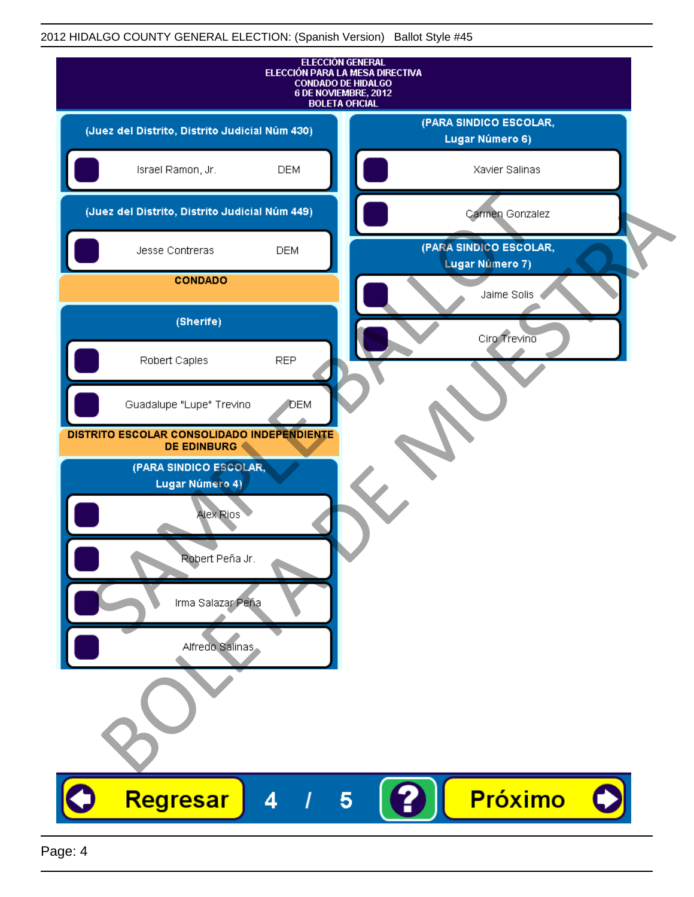2012 HIDALGO COUNTY GENERAL ELECTION: (Spanish Version) Ballot Style #45

**ELECCIÓN GENERAL**
**ELECCIÓN PARA LA MESA DIRECTIVA**
**CONDADO DE HIDALGO**
**6 DE NOVIEMBRE, 2012**
**BOLETA OFICIAL**

**(Juez del Distrito, Distrito Judicial Núm 430)**

- Israel Ramon, Jr. — DEM

**(Juez del Distrito, Distrito Judicial Núm 449)**

- Jesse Contreras — DEM

## CONDADO

**(Sherife)**

- Robert Caples — REP
- Guadalupe "Lupe" Trevino — DEM

## DISTRITO ESCOLAR CONSOLIDADO INDEPENDIENTE DE EDINBURG

**(PARA SINDICO ESCOLAR, Lugar Número 4)**

- Alex Rios
- Robert Peña Jr.
- Irma Salazar Peña
- Alfredo Salinas

**(PARA SINDICO ESCOLAR, Lugar Número 6)**

- Xavier Salinas
- Carmen Gonzalez

**(PARA SINDICO ESCOLAR, Lugar Número 7)**

- Jaime Solis
- Ciro Trevino

SAMPLE BALLOT
BOLETA DE MUESTRA

Regresar 4 / 5 ? Próximo

Page: 4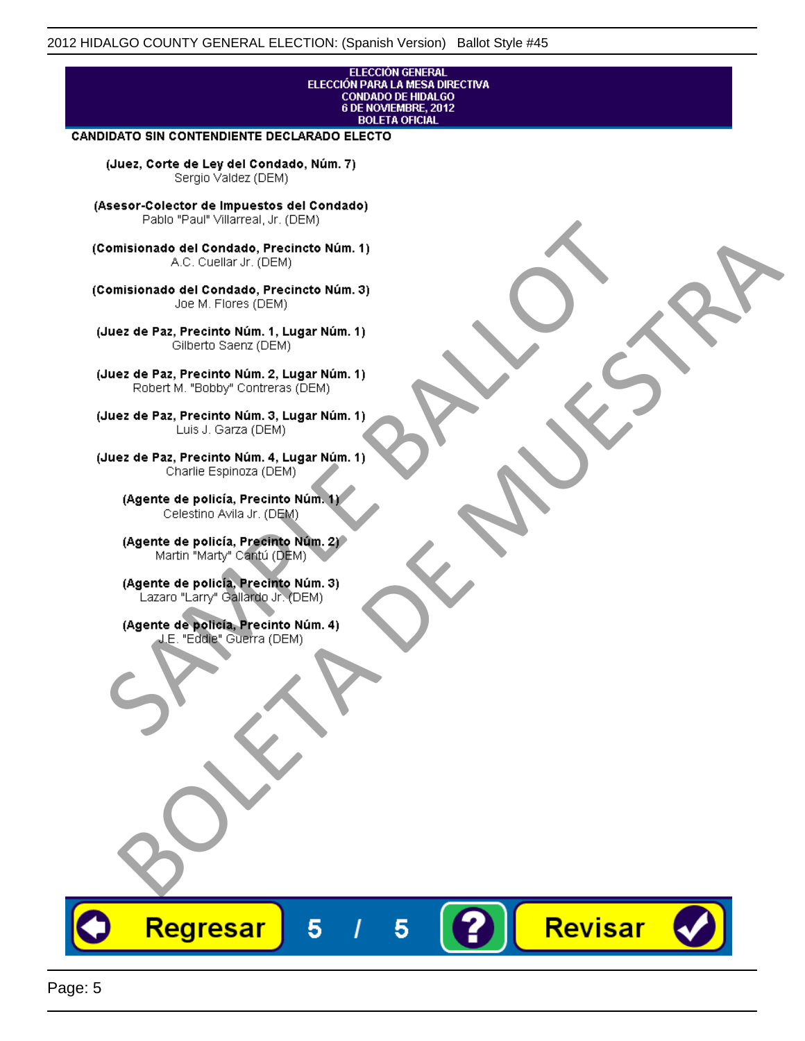ELECCIÓN GENERAL
ELECCIÓN PARA LA MESA DIRECTIVA
CONDADO DE HIDALGO
6 DE NOVIEMBRE, 2012
BOLETA OFICIAL

**CANDIDATO SIN CONTENDIENTE DECLARADO ELECTO**

**(Juez, Corte de Ley del Condado, Núm. 7)**
Sergio Valdez (DEM)

**(Asesor-Colector de Impuestos del Condado)**
Pablo "Paul" Villarreal, Jr. (DEM)

**(Comisionado del Condado, Precincto Núm. 1)**
A.C. Cuellar Jr. (DEM)

**(Comisionado del Condado, Precincto Núm. 3)**
Joe M. Flores (DEM)

**(Juez de Paz, Precinto Núm. 1, Lugar Núm. 1)**
Gilberto Saenz (DEM)

**(Juez de Paz, Precinto Núm. 2, Lugar Núm. 1)**
Robert M. "Bobby" Contreras (DEM)

**(Juez de Paz, Precinto Núm. 3, Lugar Núm. 1)**
Luis J. Garza (DEM)

**(Juez de Paz, Precinto Núm. 4, Lugar Núm. 1)**
Charlie Espinoza (DEM)

**(Agente de policía, Precinto Núm. 1)**
Celestino Avila Jr. (DEM)

**(Agente de policía, Precinto Núm. 2)**
Martin "Marty" Cantú (DEM)

**(Agente de policía, Precinto Núm. 3)**
Lazaro "Larry" Gallardo Jr. (DEM)

**(Agente de policía, Precinto Núm. 4)**
J.E. "Eddie" Guerra (DEM)

SAMPLE BALLOT
BOLETA DE MUESTRA

Regresar | 5 / 5 | ? | Revisar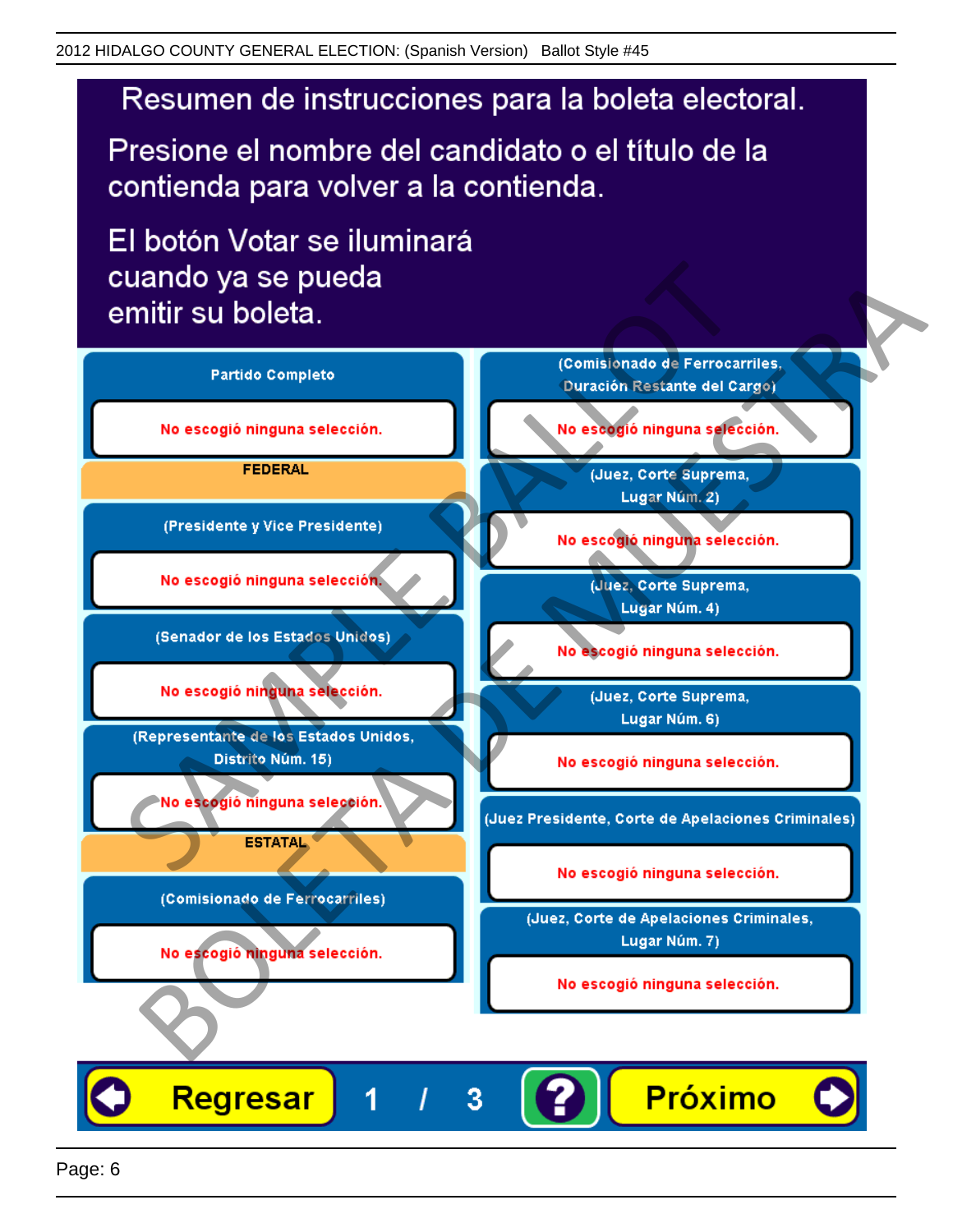2012 HIDALGO COUNTY GENERAL ELECTION: (Spanish Version)   Ballot Style #45

# Resumen de instrucciones para la boleta electoral.

Presione el nombre del candidato o el título de la contienda para volver a la contienda.

El botón Votar se iluminará cuando ya se pueda emitir su boleta.

**Partido Completo**

No escogió ninguna selección.

**FEDERAL**

**(Presidente y Vice Presidente)**

No escogió ninguna selección.

**(Senador de los Estados Unidos)**

No escogió ninguna selección.

**(Representante de los Estados Unidos, Distrito Núm. 15)**

No escogió ninguna selección.

**ESTATAL**

**(Comisionado de Ferrocarriles)**

No escogió ninguna selección.

**(Comisionado de Ferrocarriles, Duración Restante del Cargo)**

No escogió ninguna selección.

**(Juez, Corte Suprema, Lugar Núm. 2)**

No escogió ninguna selección.

**(Juez, Corte Suprema, Lugar Núm. 4)**

No escogió ninguna selección.

**(Juez, Corte Suprema, Lugar Núm. 6)**

No escogió ninguna selección.

**(Juez Presidente, Corte de Apelaciones Criminales)**

No escogió ninguna selección.

**(Juez, Corte de Apelaciones Criminales, Lugar Núm. 7)**

No escogió ninguna selección.

Regresar   1 / 3   ?   Próximo

SAMPLE BALLOT   BOLETA DE MUESTRA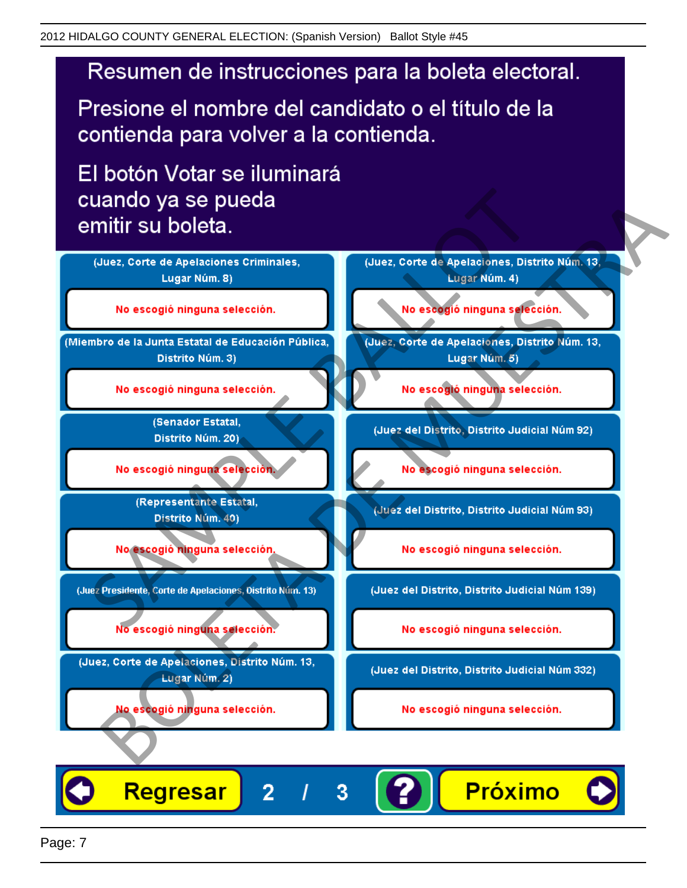Resumen de instrucciones para la boleta electoral.

Presione el nombre del candidato o el título de la contienda para volver a la contienda.

El botón Votar se iluminará cuando ya se pueda emitir su boleta.

(Juez, Corte de Apelaciones Criminales, Lugar Núm. 8)

No escogió ninguna selección.

(Miembro de la Junta Estatal de Educación Pública, Distrito Núm. 3)

No escogió ninguna selección.

(Senador Estatal, Distrito Núm. 20)

No escogió ninguna selección.

(Representante Estatal, Distrito Núm. 40)

No escogió ninguna selección.

(Juez Presidente, Corte de Apelaciones, Distrito Núm. 13)

No escogió ninguna selección.

(Juez, Corte de Apelaciones, Distrito Núm. 13, Lugar Núm. 2)

No escogió ninguna selección.

(Juez, Corte de Apelaciones, Distrito Núm. 13, Lugar Núm. 4)

No escogió ninguna selección.

(Juez, Corte de Apelaciones, Distrito Núm. 13, Lugar Núm. 5)

No escogió ninguna selección.

(Juez del Distrito, Distrito Judicial Núm 92)

No escogió ninguna selección.

(Juez del Distrito, Distrito Judicial Núm 93)

No escogió ninguna selección.

(Juez del Distrito, Distrito Judicial Núm 139)

No escogió ninguna selección.

(Juez del Distrito, Distrito Judicial Núm 332)

No escogió ninguna selección.

Regresar 2 / 3 ? Próximo

SAMPLE BALLOT
BOLETA DE MUESTRA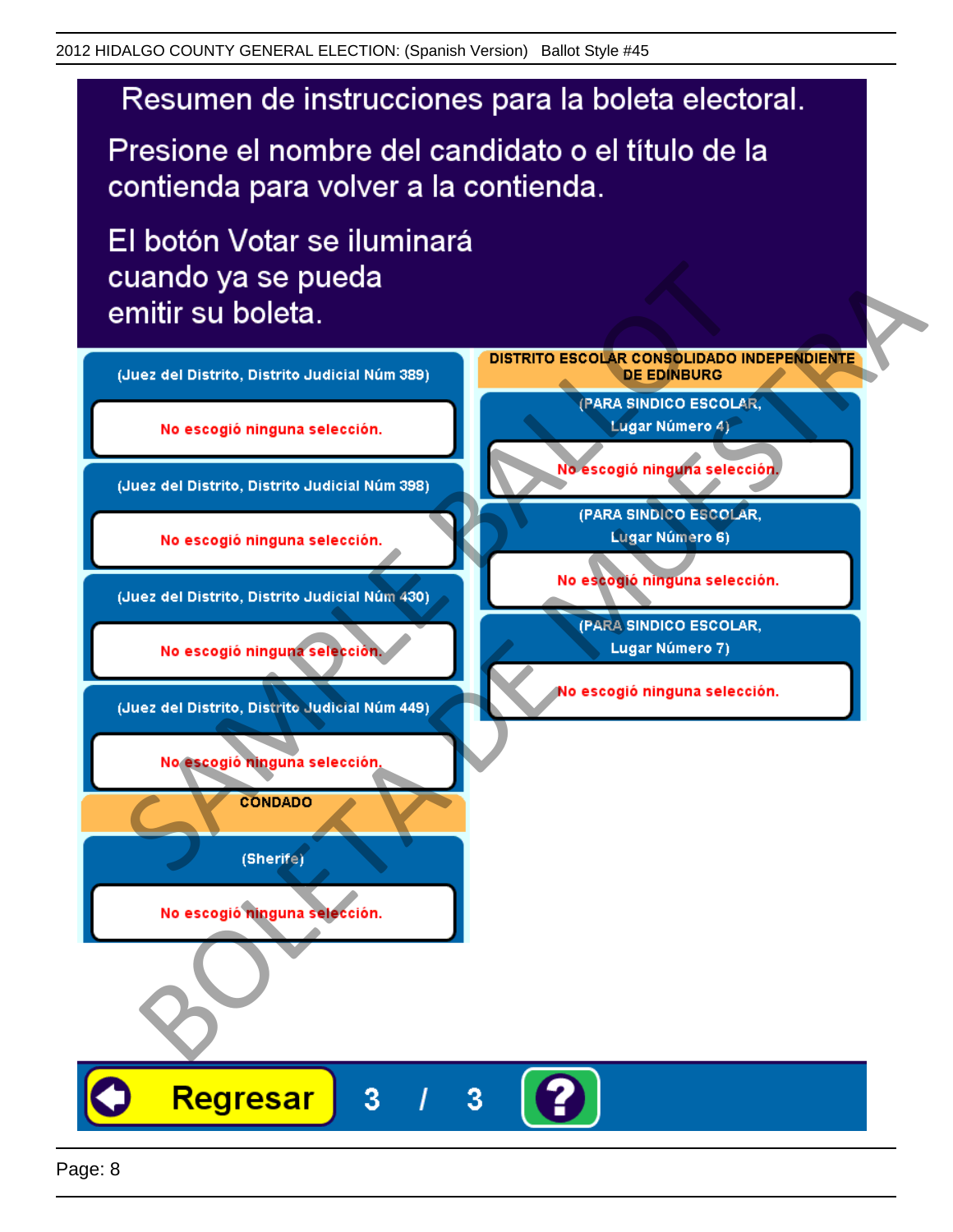# Resumen de instrucciones para la boleta electoral.

Presione el nombre del candidato o el título de la contienda para volver a la contienda.

El botón Votar se iluminará cuando ya se pueda emitir su boleta.

(Juez del Distrito, Distrito Judicial Núm 389)

No escogió ninguna selección.

(Juez del Distrito, Distrito Judicial Núm 398)

No escogió ninguna selección.

(Juez del Distrito, Distrito Judicial Núm 430)

No escogió ninguna selección.

(Juez del Distrito, Distrito Judicial Núm 449)

No escogió ninguna selección.

**CONDADO**

(Sherife)

No escogió ninguna selección.

**DISTRITO ESCOLAR CONSOLIDADO INDEPENDIENTE DE EDINBURG**

(PARA SINDICO ESCOLAR, Lugar Número 4)

No escogió ninguna selección.

(PARA SINDICO ESCOLAR, Lugar Número 6)

No escogió ninguna selección.

(PARA SINDICO ESCOLAR, Lugar Número 7)

No escogió ninguna selección.

Regresar 3 / 3 ?

SAMPLE BALLOT
BOLETA DE MUESTRA